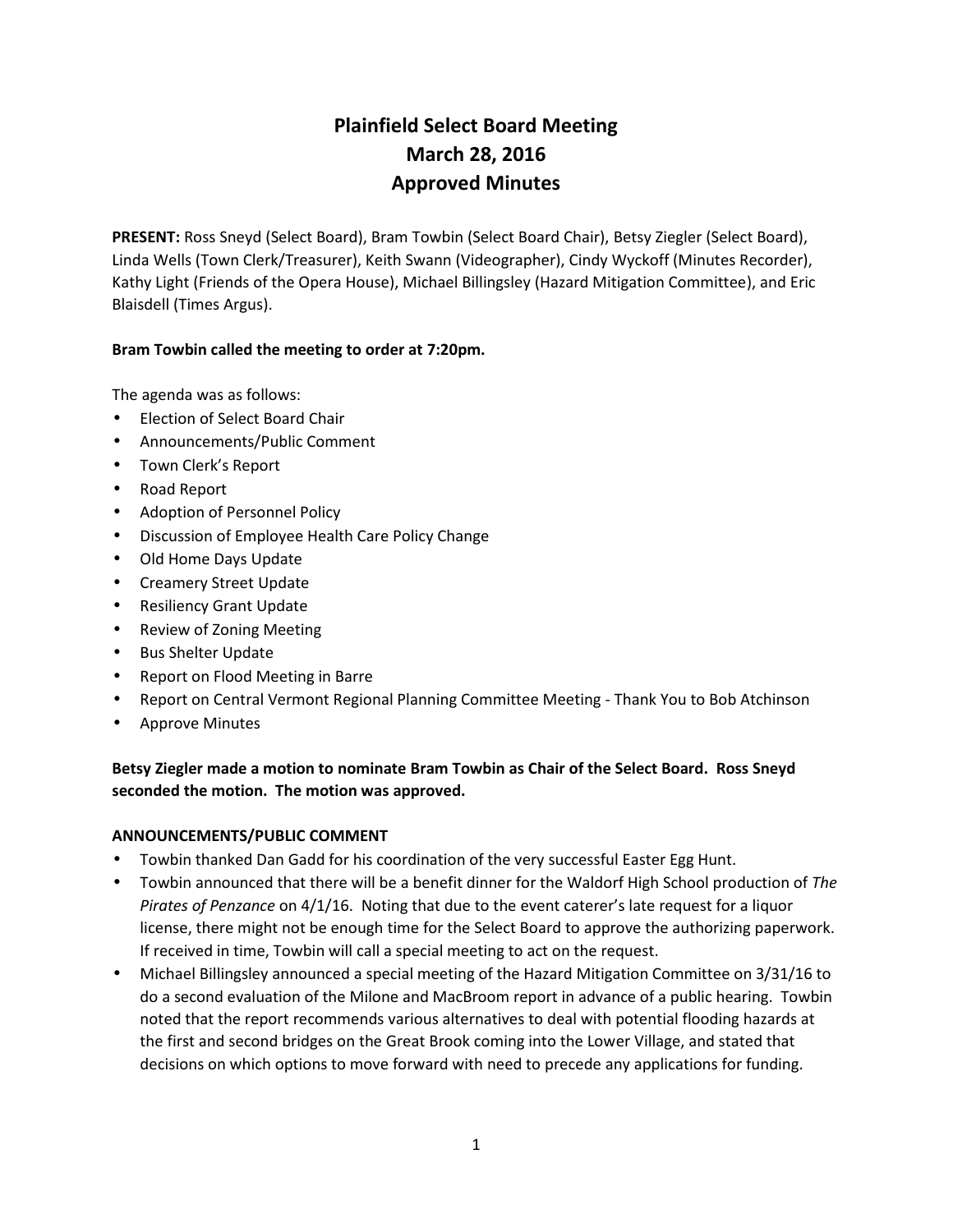# Plainfield Select Board Meeting
# March 28, 2016
# Approved Minutes

**PRESENT:** Ross Sneyd (Select Board), Bram Towbin (Select Board Chair), Betsy Ziegler (Select Board), Linda Wells (Town Clerk/Treasurer), Keith Swann (Videographer), Cindy Wyckoff (Minutes Recorder), Kathy Light (Friends of the Opera House), Michael Billingsley (Hazard Mitigation Committee), and Eric Blaisdell (Times Argus).

**Bram Towbin called the meeting to order at 7:20pm.**

The agenda was as follows:

- Election of Select Board Chair
- Announcements/Public Comment
- Town Clerk's Report
- Road Report
- Adoption of Personnel Policy
- Discussion of Employee Health Care Policy Change
- Old Home Days Update
- Creamery Street Update
- Resiliency Grant Update
- Review of Zoning Meeting
- Bus Shelter Update
- Report on Flood Meeting in Barre
- Report on Central Vermont Regional Planning Committee Meeting - Thank You to Bob Atchinson
- Approve Minutes

**Betsy Ziegler made a motion to nominate Bram Towbin as Chair of the Select Board. Ross Sneyd seconded the motion. The motion was approved.**

**ANNOUNCEMENTS/PUBLIC COMMENT**

- Towbin thanked Dan Gadd for his coordination of the very successful Easter Egg Hunt.
- Towbin announced that there will be a benefit dinner for the Waldorf High School production of *The Pirates of Penzance* on 4/1/16. Noting that due to the event caterer's late request for a liquor license, there might not be enough time for the Select Board to approve the authorizing paperwork. If received in time, Towbin will call a special meeting to act on the request.
- Michael Billingsley announced a special meeting of the Hazard Mitigation Committee on 3/31/16 to do a second evaluation of the Milone and MacBroom report in advance of a public hearing. Towbin noted that the report recommends various alternatives to deal with potential flooding hazards at the first and second bridges on the Great Brook coming into the Lower Village, and stated that decisions on which options to move forward with need to precede any applications for funding.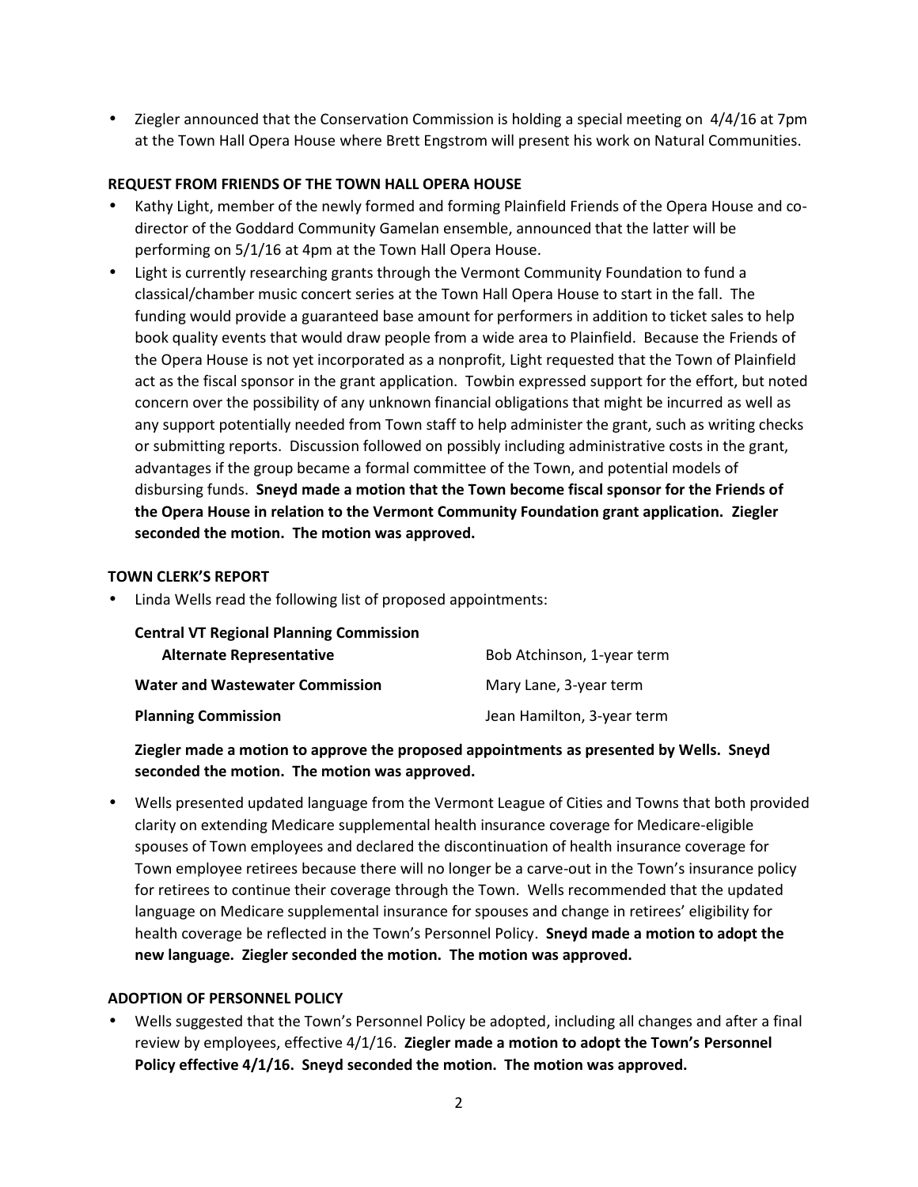- Ziegler announced that the Conservation Commission is holding a special meeting on 4/4/16 at 7pm at the Town Hall Opera House where Brett Engstrom will present his work on Natural Communities.

## REQUEST FROM FRIENDS OF THE TOWN HALL OPERA HOUSE

- Kathy Light, member of the newly formed and forming Plainfield Friends of the Opera House and co-director of the Goddard Community Gamelan ensemble, announced that the latter will be performing on 5/1/16 at 4pm at the Town Hall Opera House.
- Light is currently researching grants through the Vermont Community Foundation to fund a classical/chamber music concert series at the Town Hall Opera House to start in the fall. The funding would provide a guaranteed base amount for performers in addition to ticket sales to help book quality events that would draw people from a wide area to Plainfield. Because the Friends of the Opera House is not yet incorporated as a nonprofit, Light requested that the Town of Plainfield act as the fiscal sponsor in the grant application. Towbin expressed support for the effort, but noted concern over the possibility of any unknown financial obligations that might be incurred as well as any support potentially needed from Town staff to help administer the grant, such as writing checks or submitting reports. Discussion followed on possibly including administrative costs in the grant, advantages if the group became a formal committee of the Town, and potential models of disbursing funds. **Sneyd made a motion that the Town become fiscal sponsor for the Friends of the Opera House in relation to the Vermont Community Foundation grant application. Ziegler seconded the motion. The motion was approved.**

## TOWN CLERK'S REPORT

- Linda Wells read the following list of proposed appointments:

| | |
|---|---|
| **Central VT Regional Planning Commission Alternate Representative** | Bob Atchinson, 1-year term |
| **Water and Wastewater Commission** | Mary Lane, 3-year term |
| **Planning Commission** | Jean Hamilton, 3-year term |

**Ziegler made a motion to approve the proposed appointments as presented by Wells. Sneyd seconded the motion. The motion was approved.**

- Wells presented updated language from the Vermont League of Cities and Towns that both provided clarity on extending Medicare supplemental health insurance coverage for Medicare-eligible spouses of Town employees and declared the discontinuation of health insurance coverage for Town employee retirees because there will no longer be a carve-out in the Town's insurance policy for retirees to continue their coverage through the Town. Wells recommended that the updated language on Medicare supplemental insurance for spouses and change in retirees' eligibility for health coverage be reflected in the Town's Personnel Policy. **Sneyd made a motion to adopt the new language. Ziegler seconded the motion. The motion was approved.**

## ADOPTION OF PERSONNEL POLICY

- Wells suggested that the Town's Personnel Policy be adopted, including all changes and after a final review by employees, effective 4/1/16. **Ziegler made a motion to adopt the Town's Personnel Policy effective 4/1/16. Sneyd seconded the motion. The motion was approved.**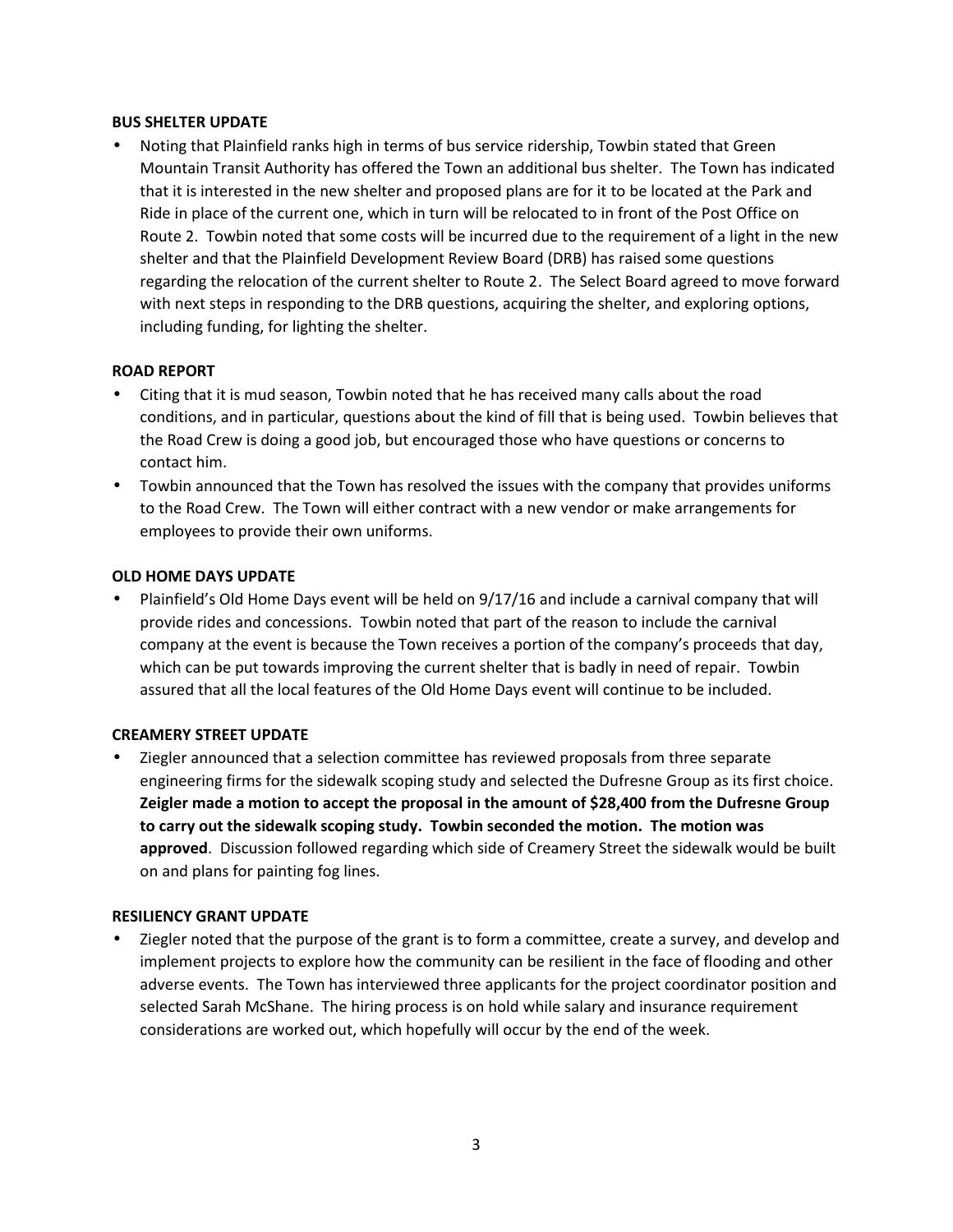**BUS SHELTER UPDATE**

- Noting that Plainfield ranks high in terms of bus service ridership, Towbin stated that Green Mountain Transit Authority has offered the Town an additional bus shelter. The Town has indicated that it is interested in the new shelter and proposed plans are for it to be located at the Park and Ride in place of the current one, which in turn will be relocated to in front of the Post Office on Route 2. Towbin noted that some costs will be incurred due to the requirement of a light in the new shelter and that the Plainfield Development Review Board (DRB) has raised some questions regarding the relocation of the current shelter to Route 2. The Select Board agreed to move forward with next steps in responding to the DRB questions, acquiring the shelter, and exploring options, including funding, for lighting the shelter.

**ROAD REPORT**

- Citing that it is mud season, Towbin noted that he has received many calls about the road conditions, and in particular, questions about the kind of fill that is being used. Towbin believes that the Road Crew is doing a good job, but encouraged those who have questions or concerns to contact him.
- Towbin announced that the Town has resolved the issues with the company that provides uniforms to the Road Crew. The Town will either contract with a new vendor or make arrangements for employees to provide their own uniforms.

**OLD HOME DAYS UPDATE**

- Plainfield's Old Home Days event will be held on 9/17/16 and include a carnival company that will provide rides and concessions. Towbin noted that part of the reason to include the carnival company at the event is because the Town receives a portion of the company's proceeds that day, which can be put towards improving the current shelter that is badly in need of repair. Towbin assured that all the local features of the Old Home Days event will continue to be included.

**CREAMERY STREET UPDATE**

- Ziegler announced that a selection committee has reviewed proposals from three separate engineering firms for the sidewalk scoping study and selected the Dufresne Group as its first choice. **Ziegler made a motion to accept the proposal in the amount of $28,400 from the Dufresne Group to carry out the sidewalk scoping study. Towbin seconded the motion. The motion was approved**. Discussion followed regarding which side of Creamery Street the sidewalk would be built on and plans for painting fog lines.

**RESILIENCY GRANT UPDATE**

- Ziegler noted that the purpose of the grant is to form a committee, create a survey, and develop and implement projects to explore how the community can be resilient in the face of flooding and other adverse events. The Town has interviewed three applicants for the project coordinator position and selected Sarah McShane. The hiring process is on hold while salary and insurance requirement considerations are worked out, which hopefully will occur by the end of the week.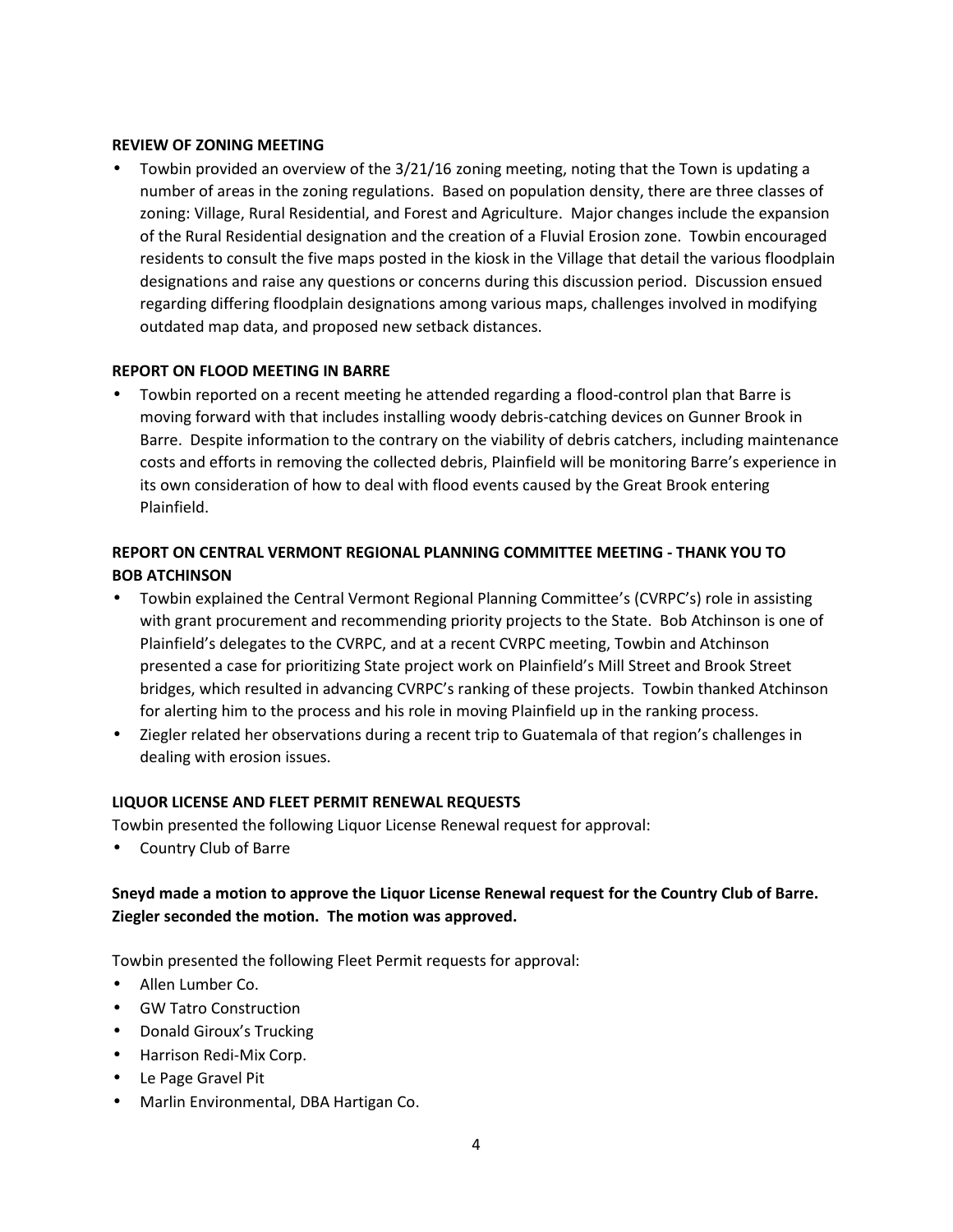**REVIEW OF ZONING MEETING**

- Towbin provided an overview of the 3/21/16 zoning meeting, noting that the Town is updating a number of areas in the zoning regulations. Based on population density, there are three classes of zoning: Village, Rural Residential, and Forest and Agriculture. Major changes include the expansion of the Rural Residential designation and the creation of a Fluvial Erosion zone. Towbin encouraged residents to consult the five maps posted in the kiosk in the Village that detail the various floodplain designations and raise any questions or concerns during this discussion period. Discussion ensued regarding differing floodplain designations among various maps, challenges involved in modifying outdated map data, and proposed new setback distances.

**REPORT ON FLOOD MEETING IN BARRE**

- Towbin reported on a recent meeting he attended regarding a flood-control plan that Barre is moving forward with that includes installing woody debris-catching devices on Gunner Brook in Barre. Despite information to the contrary on the viability of debris catchers, including maintenance costs and efforts in removing the collected debris, Plainfield will be monitoring Barre's experience in its own consideration of how to deal with flood events caused by the Great Brook entering Plainfield.

**REPORT ON CENTRAL VERMONT REGIONAL PLANNING COMMITTEE MEETING - THANK YOU TO BOB ATCHINSON**

- Towbin explained the Central Vermont Regional Planning Committee's (CVRPC's) role in assisting with grant procurement and recommending priority projects to the State. Bob Atchinson is one of Plainfield's delegates to the CVRPC, and at a recent CVRPC meeting, Towbin and Atchinson presented a case for prioritizing State project work on Plainfield's Mill Street and Brook Street bridges, which resulted in advancing CVRPC's ranking of these projects. Towbin thanked Atchinson for alerting him to the process and his role in moving Plainfield up in the ranking process.
- Ziegler related her observations during a recent trip to Guatemala of that region's challenges in dealing with erosion issues.

**LIQUOR LICENSE AND FLEET PERMIT RENEWAL REQUESTS**

Towbin presented the following Liquor License Renewal request for approval:

- Country Club of Barre

**Sneyd made a motion to approve the Liquor License Renewal request for the Country Club of Barre. Ziegler seconded the motion. The motion was approved.**

Towbin presented the following Fleet Permit requests for approval:

- Allen Lumber Co.
- GW Tatro Construction
- Donald Giroux's Trucking
- Harrison Redi-Mix Corp.
- Le Page Gravel Pit
- Marlin Environmental, DBA Hartigan Co.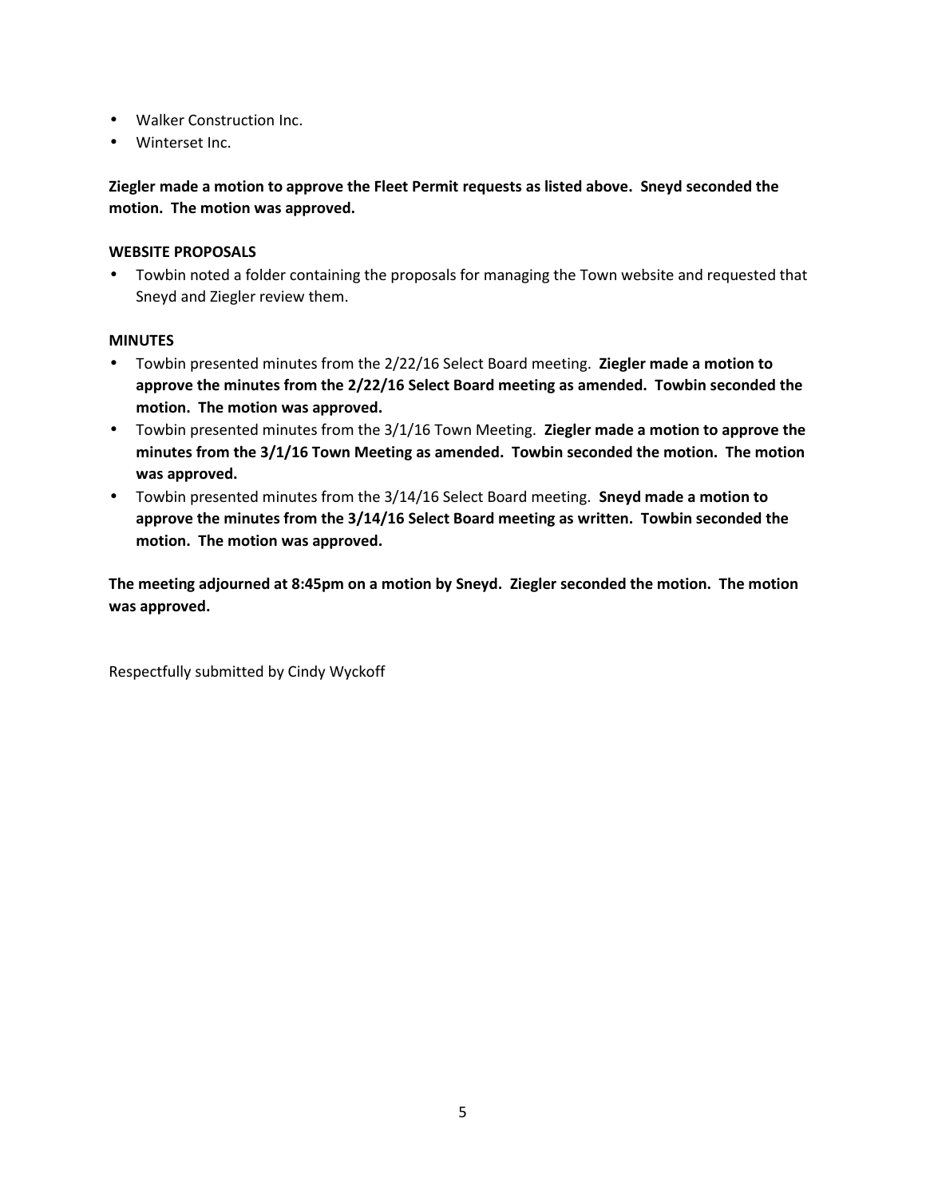- Walker Construction Inc.
- Winterset Inc.

**Ziegler made a motion to approve the Fleet Permit requests as listed above. Sneyd seconded the motion. The motion was approved.**

**WEBSITE PROPOSALS**

- Towbin noted a folder containing the proposals for managing the Town website and requested that Sneyd and Ziegler review them.

**MINUTES**

- Towbin presented minutes from the 2/22/16 Select Board meeting. **Ziegler made a motion to approve the minutes from the 2/22/16 Select Board meeting as amended. Towbin seconded the motion. The motion was approved.**
- Towbin presented minutes from the 3/1/16 Town Meeting. **Ziegler made a motion to approve the minutes from the 3/1/16 Town Meeting as amended. Towbin seconded the motion. The motion was approved.**
- Towbin presented minutes from the 3/14/16 Select Board meeting. **Sneyd made a motion to approve the minutes from the 3/14/16 Select Board meeting as written. Towbin seconded the motion. The motion was approved.**

**The meeting adjourned at 8:45pm on a motion by Sneyd. Ziegler seconded the motion. The motion was approved.**

Respectfully submitted by Cindy Wyckoff